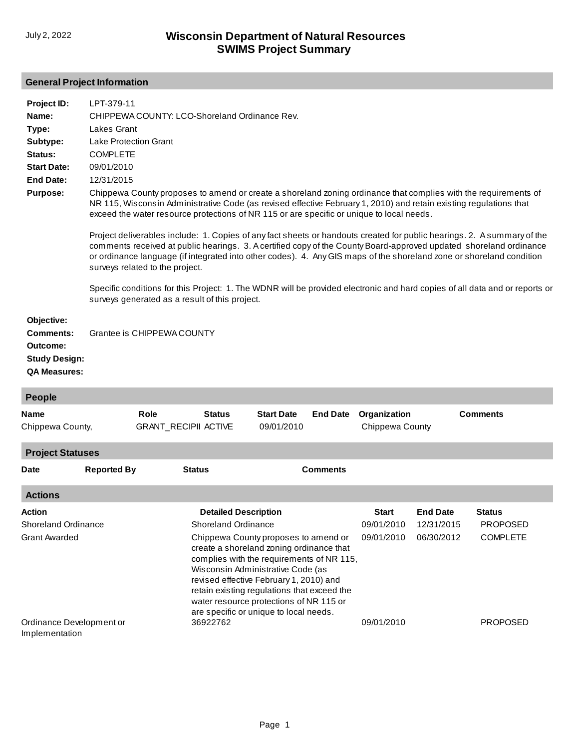July 2, 2022

# Wisconsin Department of Natural Resources
# SWIMS Project Summary

## General Project Information

**Project ID:** LPT-379-11

**Name:** CHIPPEWA COUNTY: LCO-Shoreland Ordinance Rev.

**Type:** Lakes Grant

**Subtype:** Lake Protection Grant

**Status:** COMPLETE

**Start Date:** 09/01/2010

**End Date:** 12/31/2015

**Purpose:** Chippewa County proposes to amend or create a shoreland zoning ordinance that complies with the requirements of NR 115, Wisconsin Administrative Code (as revised effective February 1, 2010) and retain existing regulations that exceed the water resource protections of NR 115 or are specific or unique to local needs.

Project deliverables include: 1. Copies of any fact sheets or handouts created for public hearings. 2. A summary of the comments received at public hearings. 3. A certified copy of the County Board-approved updated shoreland ordinance or ordinance language (if integrated into other codes). 4. Any GIS maps of the shoreland zone or shoreland condition surveys related to the project.

Specific conditions for this Project: 1. The WDNR will be provided electronic and hard copies of all data and or reports or surveys generated as a result of this project.

**Objective:**

**Comments:** Grantee is CHIPPEWA COUNTY

**Outcome:**

**Study Design:**

**QA Measures:**

## People

| Name | Role | Status | Start Date | End Date | Organization | Comments |
|---|---|---|---|---|---|---|
| Chippewa County, | GRANT_RECIPII | ACTIVE | 09/01/2010 | | Chippewa County | |

## Project Statuses

| Date | Reported By | Status | Comments |
|---|---|---|---|

## Actions

| Action | Detailed Description | Start | End Date | Status |
|---|---|---|---|---|
| Shoreland Ordinance | Shoreland Ordinance | 09/01/2010 | 12/31/2015 | PROPOSED |
| Grant Awarded | Chippewa County proposes to amend or create a shoreland zoning ordinance that complies with the requirements of NR 115, Wisconsin Administrative Code (as revised effective February 1, 2010) and retain existing regulations that exceed the water resource protections of NR 115 or are specific or unique to local needs. | 09/01/2010 | 06/30/2012 | COMPLETE |
| Ordinance Development or Implementation | 36922762 | 09/01/2010 | | PROPOSED |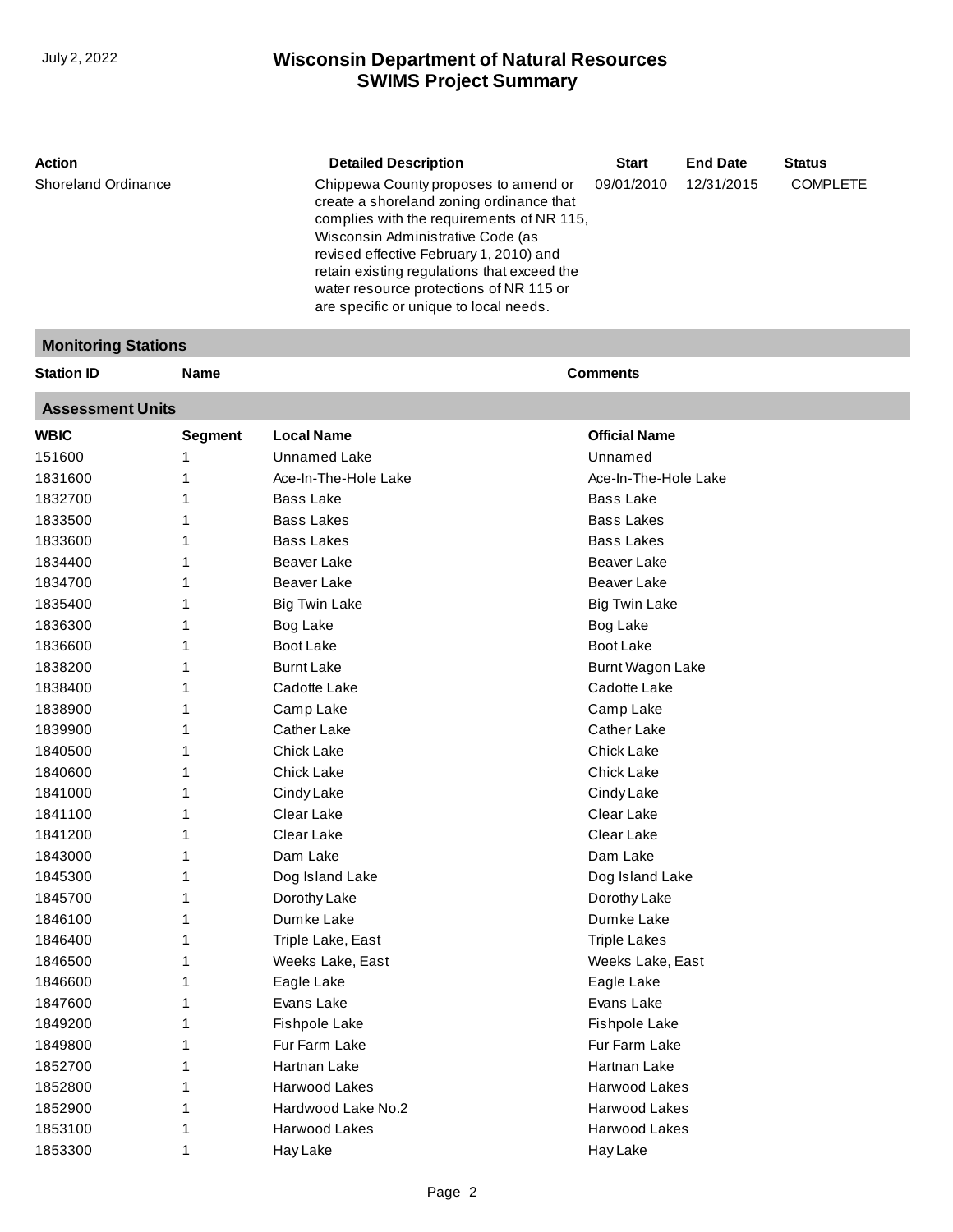# Wisconsin Department of Natural Resources
## SWIMS Project Summary

| Action | Detailed Description | Start | End Date | Status |
|---|---|---|---|---|
| Shoreland Ordinance | Chippewa County proposes to amend or create a shoreland zoning ordinance that complies with the requirements of NR 115, Wisconsin Administrative Code (as revised effective February 1, 2010) and retain existing regulations that exceed the water resource protections of NR 115 or are specific or unique to local needs. | 09/01/2010 | 12/31/2015 | COMPLETE |

### Monitoring Stations

| Station ID | Name | Comments |
|---|---|---|

### Assessment Units

| WBIC | Segment | Local Name | Official Name |
|---|---|---|---|
| 151600 | 1 | Unnamed Lake | Unnamed |
| 1831600 | 1 | Ace-In-The-Hole Lake | Ace-In-The-Hole Lake |
| 1832700 | 1 | Bass Lake | Bass Lake |
| 1833500 | 1 | Bass Lakes | Bass Lakes |
| 1833600 | 1 | Bass Lakes | Bass Lakes |
| 1834400 | 1 | Beaver Lake | Beaver Lake |
| 1834700 | 1 | Beaver Lake | Beaver Lake |
| 1835400 | 1 | Big Twin Lake | Big Twin Lake |
| 1836300 | 1 | Bog Lake | Bog Lake |
| 1836600 | 1 | Boot Lake | Boot Lake |
| 1838200 | 1 | Burnt Lake | Burnt Wagon Lake |
| 1838400 | 1 | Cadotte Lake | Cadotte Lake |
| 1838900 | 1 | Camp Lake | Camp Lake |
| 1839900 | 1 | Cather Lake | Cather Lake |
| 1840500 | 1 | Chick Lake | Chick Lake |
| 1840600 | 1 | Chick Lake | Chick Lake |
| 1841000 | 1 | Cindy Lake | Cindy Lake |
| 1841100 | 1 | Clear Lake | Clear Lake |
| 1841200 | 1 | Clear Lake | Clear Lake |
| 1843000 | 1 | Dam Lake | Dam Lake |
| 1845300 | 1 | Dog Island Lake | Dog Island Lake |
| 1845700 | 1 | Dorothy Lake | Dorothy Lake |
| 1846100 | 1 | Dumke Lake | Dumke Lake |
| 1846400 | 1 | Triple Lake, East | Triple Lakes |
| 1846500 | 1 | Weeks Lake, East | Weeks Lake, East |
| 1846600 | 1 | Eagle Lake | Eagle Lake |
| 1847600 | 1 | Evans Lake | Evans Lake |
| 1849200 | 1 | Fishpole Lake | Fishpole Lake |
| 1849800 | 1 | Fur Farm Lake | Fur Farm Lake |
| 1852700 | 1 | Hartnan Lake | Hartnan Lake |
| 1852800 | 1 | Harwood Lakes | Harwood Lakes |
| 1852900 | 1 | Hardwood Lake No.2 | Harwood Lakes |
| 1853100 | 1 | Harwood Lakes | Harwood Lakes |
| 1853300 | 1 | Hay Lake | Hay Lake |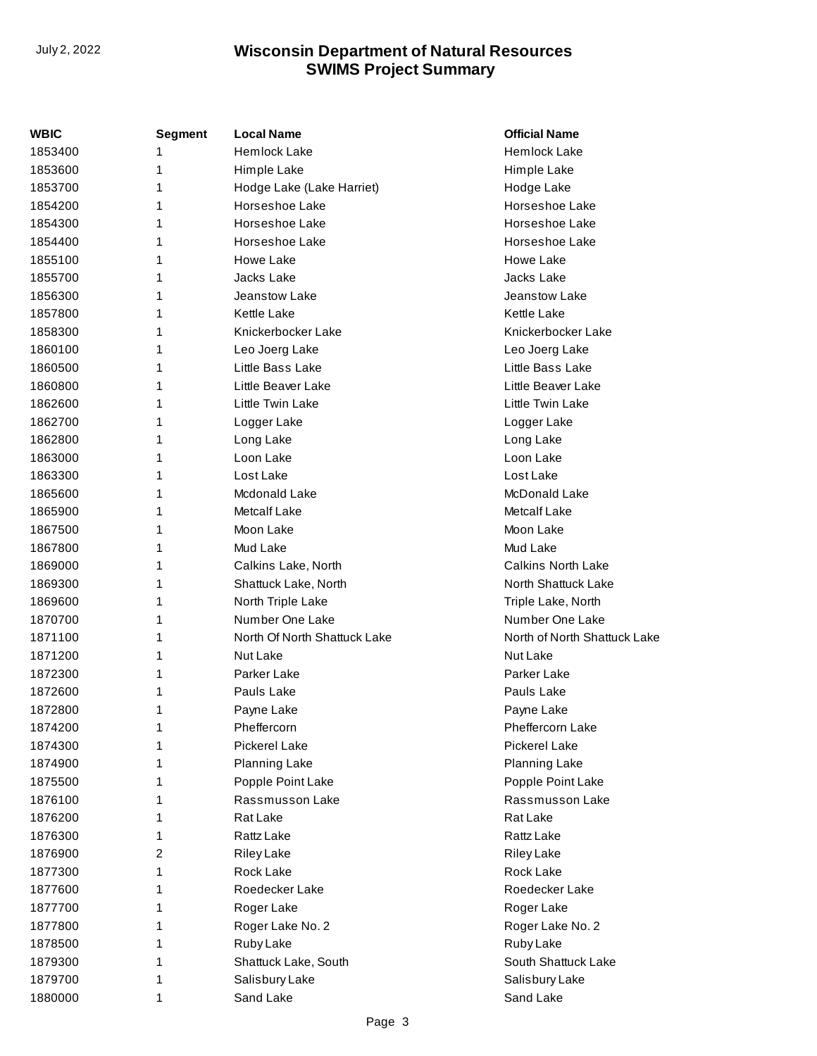| WBIC | Segment | Local Name | Official Name |
|---|---|---|---|
| 1853400 | 1 | Hemlock Lake | Hemlock Lake |
| 1853600 | 1 | Himple Lake | Himple Lake |
| 1853700 | 1 | Hodge Lake (Lake Harriet) | Hodge Lake |
| 1854200 | 1 | Horseshoe Lake | Horseshoe Lake |
| 1854300 | 1 | Horseshoe Lake | Horseshoe Lake |
| 1854400 | 1 | Horseshoe Lake | Horseshoe Lake |
| 1855100 | 1 | Howe Lake | Howe Lake |
| 1855700 | 1 | Jacks Lake | Jacks Lake |
| 1856300 | 1 | Jeanstow Lake | Jeanstow Lake |
| 1857800 | 1 | Kettle Lake | Kettle Lake |
| 1858300 | 1 | Knickerbocker Lake | Knickerbocker Lake |
| 1860100 | 1 | Leo Joerg Lake | Leo Joerg Lake |
| 1860500 | 1 | Little Bass Lake | Little Bass Lake |
| 1860800 | 1 | Little Beaver Lake | Little Beaver Lake |
| 1862600 | 1 | Little Twin Lake | Little Twin Lake |
| 1862700 | 1 | Logger Lake | Logger Lake |
| 1862800 | 1 | Long Lake | Long Lake |
| 1863000 | 1 | Loon Lake | Loon Lake |
| 1863300 | 1 | Lost Lake | Lost Lake |
| 1865600 | 1 | Mcdonald Lake | McDonald Lake |
| 1865900 | 1 | Metcalf Lake | Metcalf Lake |
| 1867500 | 1 | Moon Lake | Moon Lake |
| 1867800 | 1 | Mud Lake | Mud Lake |
| 1869000 | 1 | Calkins Lake, North | Calkins North Lake |
| 1869300 | 1 | Shattuck Lake, North | North Shattuck Lake |
| 1869600 | 1 | North Triple Lake | Triple Lake, North |
| 1870700 | 1 | Number One Lake | Number One Lake |
| 1871100 | 1 | North Of North Shattuck Lake | North of North Shattuck Lake |
| 1871200 | 1 | Nut Lake | Nut Lake |
| 1872300 | 1 | Parker Lake | Parker Lake |
| 1872600 | 1 | Pauls Lake | Pauls Lake |
| 1872800 | 1 | Payne Lake | Payne Lake |
| 1874200 | 1 | Pheffercorn | Pheffercorn Lake |
| 1874300 | 1 | Pickerel Lake | Pickerel Lake |
| 1874900 | 1 | Planning Lake | Planning Lake |
| 1875500 | 1 | Popple Point Lake | Popple Point Lake |
| 1876100 | 1 | Rassmusson Lake | Rassmusson Lake |
| 1876200 | 1 | Rat Lake | Rat Lake |
| 1876300 | 1 | Rattz Lake | Rattz Lake |
| 1876900 | 2 | Riley Lake | Riley Lake |
| 1877300 | 1 | Rock Lake | Rock Lake |
| 1877600 | 1 | Roedecker Lake | Roedecker Lake |
| 1877700 | 1 | Roger Lake | Roger Lake |
| 1877800 | 1 | Roger Lake No. 2 | Roger Lake No. 2 |
| 1878500 | 1 | Ruby Lake | Ruby Lake |
| 1879300 | 1 | Shattuck Lake, South | South Shattuck Lake |
| 1879700 | 1 | Salisbury Lake | Salisbury Lake |
| 1880000 | 1 | Sand Lake | Sand Lake |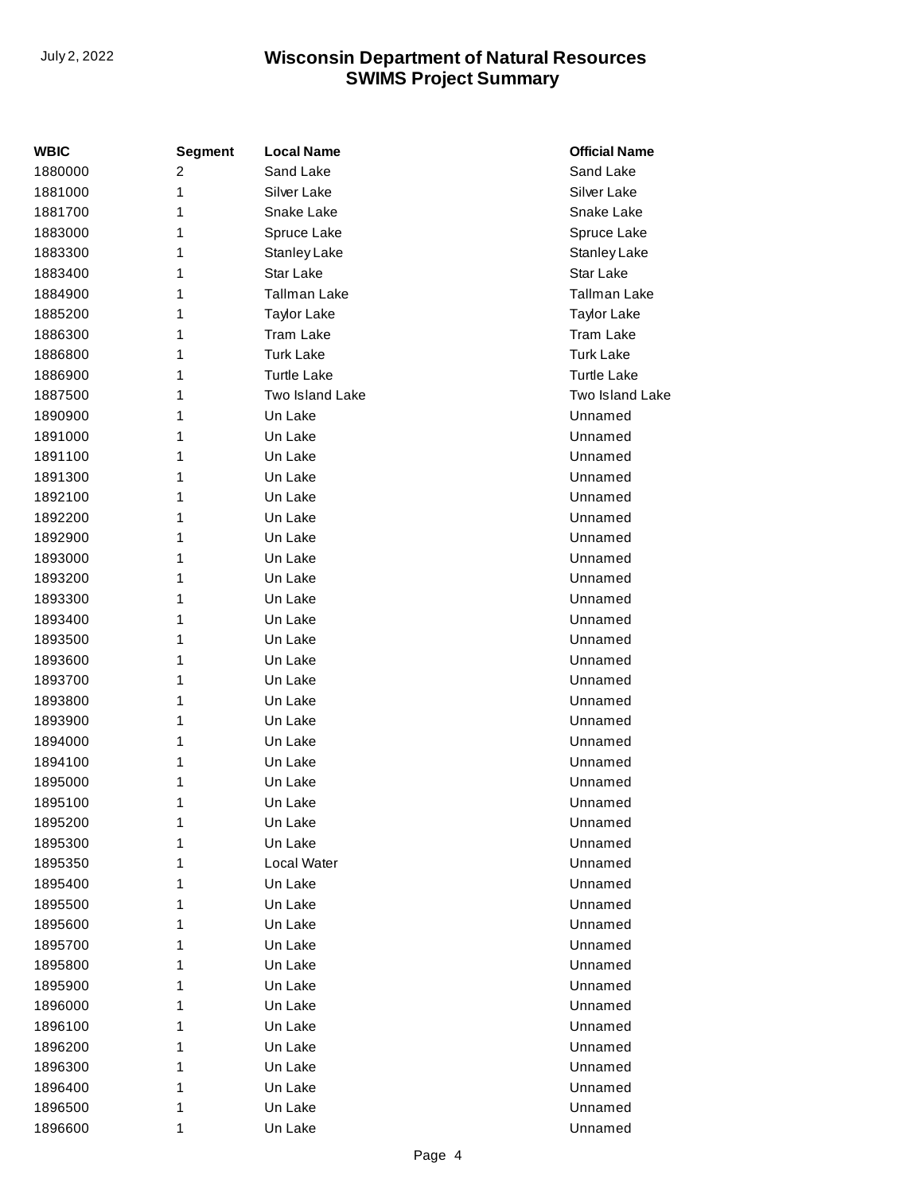| WBIC | Segment | Local Name | Official Name |
|---|---|---|---|
| 1880000 | 2 | Sand Lake | Sand Lake |
| 1881000 | 1 | Silver Lake | Silver Lake |
| 1881700 | 1 | Snake Lake | Snake Lake |
| 1883000 | 1 | Spruce Lake | Spruce Lake |
| 1883300 | 1 | Stanley Lake | Stanley Lake |
| 1883400 | 1 | Star Lake | Star Lake |
| 1884900 | 1 | Tallman Lake | Tallman Lake |
| 1885200 | 1 | Taylor Lake | Taylor Lake |
| 1886300 | 1 | Tram Lake | Tram Lake |
| 1886800 | 1 | Turk Lake | Turk Lake |
| 1886900 | 1 | Turtle Lake | Turtle Lake |
| 1887500 | 1 | Two Island Lake | Two Island Lake |
| 1890900 | 1 | Un Lake | Unnamed |
| 1891000 | 1 | Un Lake | Unnamed |
| 1891100 | 1 | Un Lake | Unnamed |
| 1891300 | 1 | Un Lake | Unnamed |
| 1892100 | 1 | Un Lake | Unnamed |
| 1892200 | 1 | Un Lake | Unnamed |
| 1892900 | 1 | Un Lake | Unnamed |
| 1893000 | 1 | Un Lake | Unnamed |
| 1893200 | 1 | Un Lake | Unnamed |
| 1893300 | 1 | Un Lake | Unnamed |
| 1893400 | 1 | Un Lake | Unnamed |
| 1893500 | 1 | Un Lake | Unnamed |
| 1893600 | 1 | Un Lake | Unnamed |
| 1893700 | 1 | Un Lake | Unnamed |
| 1893800 | 1 | Un Lake | Unnamed |
| 1893900 | 1 | Un Lake | Unnamed |
| 1894000 | 1 | Un Lake | Unnamed |
| 1894100 | 1 | Un Lake | Unnamed |
| 1895000 | 1 | Un Lake | Unnamed |
| 1895100 | 1 | Un Lake | Unnamed |
| 1895200 | 1 | Un Lake | Unnamed |
| 1895300 | 1 | Un Lake | Unnamed |
| 1895350 | 1 | Local Water | Unnamed |
| 1895400 | 1 | Un Lake | Unnamed |
| 1895500 | 1 | Un Lake | Unnamed |
| 1895600 | 1 | Un Lake | Unnamed |
| 1895700 | 1 | Un Lake | Unnamed |
| 1895800 | 1 | Un Lake | Unnamed |
| 1895900 | 1 | Un Lake | Unnamed |
| 1896000 | 1 | Un Lake | Unnamed |
| 1896100 | 1 | Un Lake | Unnamed |
| 1896200 | 1 | Un Lake | Unnamed |
| 1896300 | 1 | Un Lake | Unnamed |
| 1896400 | 1 | Un Lake | Unnamed |
| 1896500 | 1 | Un Lake | Unnamed |
| 1896600 | 1 | Un Lake | Unnamed |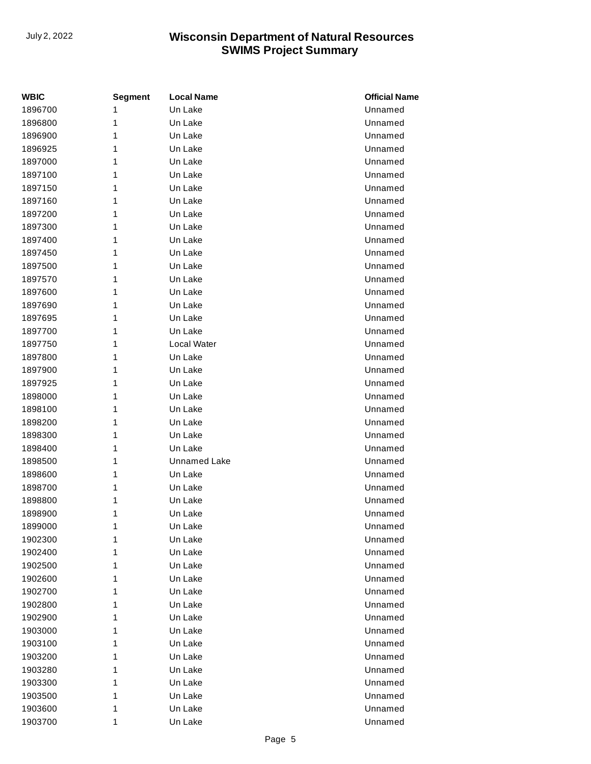| WBIC | Segment | Local Name | Official Name |
| --- | --- | --- | --- |
| 1896700 | 1 | Un Lake | Unnamed |
| 1896800 | 1 | Un Lake | Unnamed |
| 1896900 | 1 | Un Lake | Unnamed |
| 1896925 | 1 | Un Lake | Unnamed |
| 1897000 | 1 | Un Lake | Unnamed |
| 1897100 | 1 | Un Lake | Unnamed |
| 1897150 | 1 | Un Lake | Unnamed |
| 1897160 | 1 | Un Lake | Unnamed |
| 1897200 | 1 | Un Lake | Unnamed |
| 1897300 | 1 | Un Lake | Unnamed |
| 1897400 | 1 | Un Lake | Unnamed |
| 1897450 | 1 | Un Lake | Unnamed |
| 1897500 | 1 | Un Lake | Unnamed |
| 1897570 | 1 | Un Lake | Unnamed |
| 1897600 | 1 | Un Lake | Unnamed |
| 1897690 | 1 | Un Lake | Unnamed |
| 1897695 | 1 | Un Lake | Unnamed |
| 1897700 | 1 | Un Lake | Unnamed |
| 1897750 | 1 | Local Water | Unnamed |
| 1897800 | 1 | Un Lake | Unnamed |
| 1897900 | 1 | Un Lake | Unnamed |
| 1897925 | 1 | Un Lake | Unnamed |
| 1898000 | 1 | Un Lake | Unnamed |
| 1898100 | 1 | Un Lake | Unnamed |
| 1898200 | 1 | Un Lake | Unnamed |
| 1898300 | 1 | Un Lake | Unnamed |
| 1898400 | 1 | Un Lake | Unnamed |
| 1898500 | 1 | Unnamed Lake | Unnamed |
| 1898600 | 1 | Un Lake | Unnamed |
| 1898700 | 1 | Un Lake | Unnamed |
| 1898800 | 1 | Un Lake | Unnamed |
| 1898900 | 1 | Un Lake | Unnamed |
| 1899000 | 1 | Un Lake | Unnamed |
| 1902300 | 1 | Un Lake | Unnamed |
| 1902400 | 1 | Un Lake | Unnamed |
| 1902500 | 1 | Un Lake | Unnamed |
| 1902600 | 1 | Un Lake | Unnamed |
| 1902700 | 1 | Un Lake | Unnamed |
| 1902800 | 1 | Un Lake | Unnamed |
| 1902900 | 1 | Un Lake | Unnamed |
| 1903000 | 1 | Un Lake | Unnamed |
| 1903100 | 1 | Un Lake | Unnamed |
| 1903200 | 1 | Un Lake | Unnamed |
| 1903280 | 1 | Un Lake | Unnamed |
| 1903300 | 1 | Un Lake | Unnamed |
| 1903500 | 1 | Un Lake | Unnamed |
| 1903600 | 1 | Un Lake | Unnamed |
| 1903700 | 1 | Un Lake | Unnamed |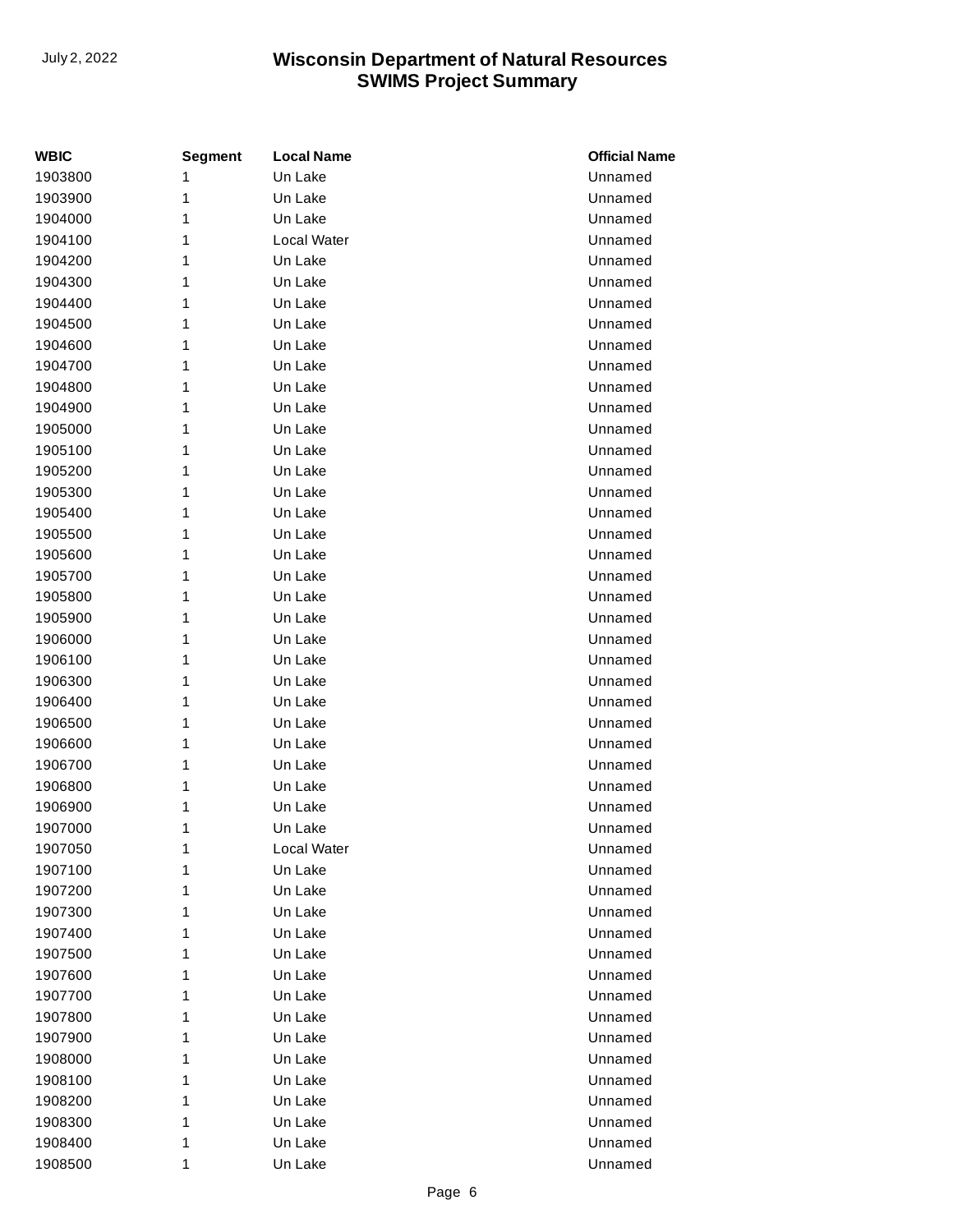| WBIC | Segment | Local Name | Official Name |
|---|---|---|---|
| 1903800 | 1 | Un Lake | Unnamed |
| 1903900 | 1 | Un Lake | Unnamed |
| 1904000 | 1 | Un Lake | Unnamed |
| 1904100 | 1 | Local Water | Unnamed |
| 1904200 | 1 | Un Lake | Unnamed |
| 1904300 | 1 | Un Lake | Unnamed |
| 1904400 | 1 | Un Lake | Unnamed |
| 1904500 | 1 | Un Lake | Unnamed |
| 1904600 | 1 | Un Lake | Unnamed |
| 1904700 | 1 | Un Lake | Unnamed |
| 1904800 | 1 | Un Lake | Unnamed |
| 1904900 | 1 | Un Lake | Unnamed |
| 1905000 | 1 | Un Lake | Unnamed |
| 1905100 | 1 | Un Lake | Unnamed |
| 1905200 | 1 | Un Lake | Unnamed |
| 1905300 | 1 | Un Lake | Unnamed |
| 1905400 | 1 | Un Lake | Unnamed |
| 1905500 | 1 | Un Lake | Unnamed |
| 1905600 | 1 | Un Lake | Unnamed |
| 1905700 | 1 | Un Lake | Unnamed |
| 1905800 | 1 | Un Lake | Unnamed |
| 1905900 | 1 | Un Lake | Unnamed |
| 1906000 | 1 | Un Lake | Unnamed |
| 1906100 | 1 | Un Lake | Unnamed |
| 1906300 | 1 | Un Lake | Unnamed |
| 1906400 | 1 | Un Lake | Unnamed |
| 1906500 | 1 | Un Lake | Unnamed |
| 1906600 | 1 | Un Lake | Unnamed |
| 1906700 | 1 | Un Lake | Unnamed |
| 1906800 | 1 | Un Lake | Unnamed |
| 1906900 | 1 | Un Lake | Unnamed |
| 1907000 | 1 | Un Lake | Unnamed |
| 1907050 | 1 | Local Water | Unnamed |
| 1907100 | 1 | Un Lake | Unnamed |
| 1907200 | 1 | Un Lake | Unnamed |
| 1907300 | 1 | Un Lake | Unnamed |
| 1907400 | 1 | Un Lake | Unnamed |
| 1907500 | 1 | Un Lake | Unnamed |
| 1907600 | 1 | Un Lake | Unnamed |
| 1907700 | 1 | Un Lake | Unnamed |
| 1907800 | 1 | Un Lake | Unnamed |
| 1907900 | 1 | Un Lake | Unnamed |
| 1908000 | 1 | Un Lake | Unnamed |
| 1908100 | 1 | Un Lake | Unnamed |
| 1908200 | 1 | Un Lake | Unnamed |
| 1908300 | 1 | Un Lake | Unnamed |
| 1908400 | 1 | Un Lake | Unnamed |
| 1908500 | 1 | Un Lake | Unnamed |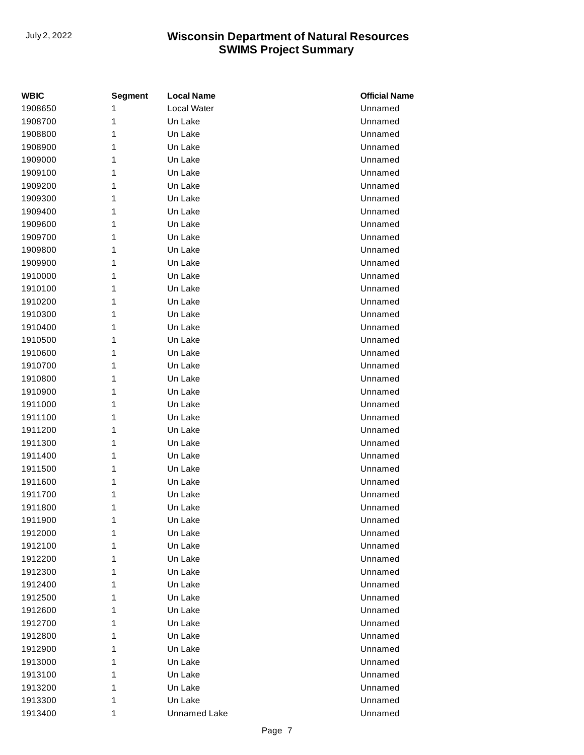| WBIC | Segment | Local Name | Official Name |
|---|---|---|---|
| 1908650 | 1 | Local Water | Unnamed |
| 1908700 | 1 | Un Lake | Unnamed |
| 1908800 | 1 | Un Lake | Unnamed |
| 1908900 | 1 | Un Lake | Unnamed |
| 1909000 | 1 | Un Lake | Unnamed |
| 1909100 | 1 | Un Lake | Unnamed |
| 1909200 | 1 | Un Lake | Unnamed |
| 1909300 | 1 | Un Lake | Unnamed |
| 1909400 | 1 | Un Lake | Unnamed |
| 1909600 | 1 | Un Lake | Unnamed |
| 1909700 | 1 | Un Lake | Unnamed |
| 1909800 | 1 | Un Lake | Unnamed |
| 1909900 | 1 | Un Lake | Unnamed |
| 1910000 | 1 | Un Lake | Unnamed |
| 1910100 | 1 | Un Lake | Unnamed |
| 1910200 | 1 | Un Lake | Unnamed |
| 1910300 | 1 | Un Lake | Unnamed |
| 1910400 | 1 | Un Lake | Unnamed |
| 1910500 | 1 | Un Lake | Unnamed |
| 1910600 | 1 | Un Lake | Unnamed |
| 1910700 | 1 | Un Lake | Unnamed |
| 1910800 | 1 | Un Lake | Unnamed |
| 1910900 | 1 | Un Lake | Unnamed |
| 1911000 | 1 | Un Lake | Unnamed |
| 1911100 | 1 | Un Lake | Unnamed |
| 1911200 | 1 | Un Lake | Unnamed |
| 1911300 | 1 | Un Lake | Unnamed |
| 1911400 | 1 | Un Lake | Unnamed |
| 1911500 | 1 | Un Lake | Unnamed |
| 1911600 | 1 | Un Lake | Unnamed |
| 1911700 | 1 | Un Lake | Unnamed |
| 1911800 | 1 | Un Lake | Unnamed |
| 1911900 | 1 | Un Lake | Unnamed |
| 1912000 | 1 | Un Lake | Unnamed |
| 1912100 | 1 | Un Lake | Unnamed |
| 1912200 | 1 | Un Lake | Unnamed |
| 1912300 | 1 | Un Lake | Unnamed |
| 1912400 | 1 | Un Lake | Unnamed |
| 1912500 | 1 | Un Lake | Unnamed |
| 1912600 | 1 | Un Lake | Unnamed |
| 1912700 | 1 | Un Lake | Unnamed |
| 1912800 | 1 | Un Lake | Unnamed |
| 1912900 | 1 | Un Lake | Unnamed |
| 1913000 | 1 | Un Lake | Unnamed |
| 1913100 | 1 | Un Lake | Unnamed |
| 1913200 | 1 | Un Lake | Unnamed |
| 1913300 | 1 | Un Lake | Unnamed |
| 1913400 | 1 | Unnamed Lake | Unnamed |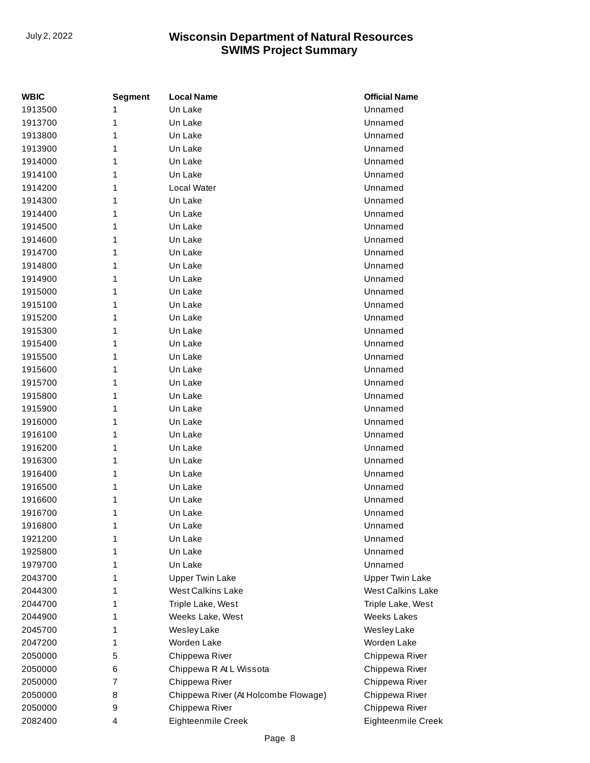| WBIC | Segment | Local Name | Official Name |
| --- | --- | --- | --- |
| 1913500 | 1 | Un Lake | Unnamed |
| 1913700 | 1 | Un Lake | Unnamed |
| 1913800 | 1 | Un Lake | Unnamed |
| 1913900 | 1 | Un Lake | Unnamed |
| 1914000 | 1 | Un Lake | Unnamed |
| 1914100 | 1 | Un Lake | Unnamed |
| 1914200 | 1 | Local Water | Unnamed |
| 1914300 | 1 | Un Lake | Unnamed |
| 1914400 | 1 | Un Lake | Unnamed |
| 1914500 | 1 | Un Lake | Unnamed |
| 1914600 | 1 | Un Lake | Unnamed |
| 1914700 | 1 | Un Lake | Unnamed |
| 1914800 | 1 | Un Lake | Unnamed |
| 1914900 | 1 | Un Lake | Unnamed |
| 1915000 | 1 | Un Lake | Unnamed |
| 1915100 | 1 | Un Lake | Unnamed |
| 1915200 | 1 | Un Lake | Unnamed |
| 1915300 | 1 | Un Lake | Unnamed |
| 1915400 | 1 | Un Lake | Unnamed |
| 1915500 | 1 | Un Lake | Unnamed |
| 1915600 | 1 | Un Lake | Unnamed |
| 1915700 | 1 | Un Lake | Unnamed |
| 1915800 | 1 | Un Lake | Unnamed |
| 1915900 | 1 | Un Lake | Unnamed |
| 1916000 | 1 | Un Lake | Unnamed |
| 1916100 | 1 | Un Lake | Unnamed |
| 1916200 | 1 | Un Lake | Unnamed |
| 1916300 | 1 | Un Lake | Unnamed |
| 1916400 | 1 | Un Lake | Unnamed |
| 1916500 | 1 | Un Lake | Unnamed |
| 1916600 | 1 | Un Lake | Unnamed |
| 1916700 | 1 | Un Lake | Unnamed |
| 1916800 | 1 | Un Lake | Unnamed |
| 1921200 | 1 | Un Lake | Unnamed |
| 1925800 | 1 | Un Lake | Unnamed |
| 1979700 | 1 | Un Lake | Unnamed |
| 2043700 | 1 | Upper Twin Lake | Upper Twin Lake |
| 2044300 | 1 | West Calkins Lake | West Calkins Lake |
| 2044700 | 1 | Triple Lake, West | Triple Lake, West |
| 2044900 | 1 | Weeks Lake, West | Weeks Lakes |
| 2045700 | 1 | Wesley Lake | Wesley Lake |
| 2047200 | 1 | Worden Lake | Worden Lake |
| 2050000 | 5 | Chippewa River | Chippewa River |
| 2050000 | 6 | Chippewa R At L Wissota | Chippewa River |
| 2050000 | 7 | Chippewa River | Chippewa River |
| 2050000 | 8 | Chippewa River (At Holcombe Flowage) | Chippewa River |
| 2050000 | 9 | Chippewa River | Chippewa River |
| 2082400 | 4 | Eighteenmile Creek | Eighteenmile Creek |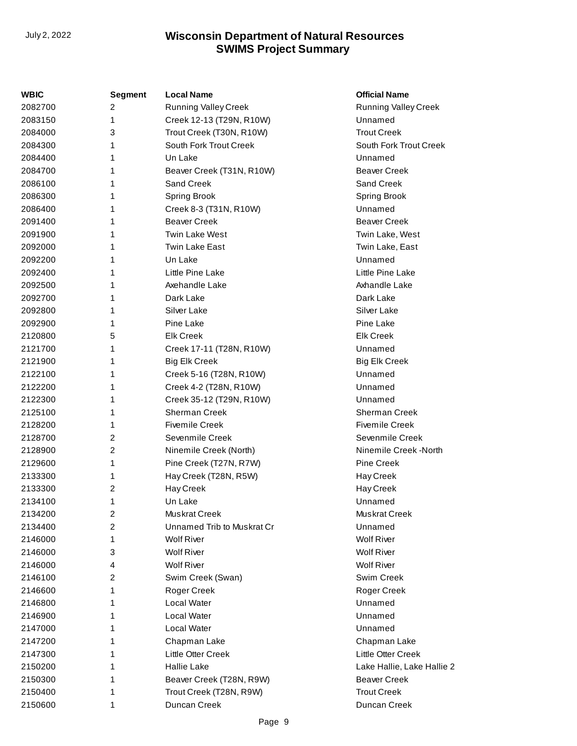| WBIC | Segment | Local Name | Official Name |
|---|---|---|---|
| 2082700 | 2 | Running Valley Creek | Running Valley Creek |
| 2083150 | 1 | Creek 12-13 (T29N, R10W) | Unnamed |
| 2084000 | 3 | Trout Creek (T30N, R10W) | Trout Creek |
| 2084300 | 1 | South Fork Trout Creek | South Fork Trout Creek |
| 2084400 | 1 | Un Lake | Unnamed |
| 2084700 | 1 | Beaver Creek (T31N, R10W) | Beaver Creek |
| 2086100 | 1 | Sand Creek | Sand Creek |
| 2086300 | 1 | Spring Brook | Spring Brook |
| 2086400 | 1 | Creek 8-3 (T31N, R10W) | Unnamed |
| 2091400 | 1 | Beaver Creek | Beaver Creek |
| 2091900 | 1 | Twin Lake West | Twin Lake, West |
| 2092000 | 1 | Twin Lake East | Twin Lake, East |
| 2092200 | 1 | Un Lake | Unnamed |
| 2092400 | 1 | Little Pine Lake | Little Pine Lake |
| 2092500 | 1 | Axehandle Lake | Axhandle Lake |
| 2092700 | 1 | Dark Lake | Dark Lake |
| 2092800 | 1 | Silver Lake | Silver Lake |
| 2092900 | 1 | Pine Lake | Pine Lake |
| 2120800 | 5 | Elk Creek | Elk Creek |
| 2121700 | 1 | Creek 17-11 (T28N, R10W) | Unnamed |
| 2121900 | 1 | Big Elk Creek | Big Elk Creek |
| 2122100 | 1 | Creek 5-16 (T28N, R10W) | Unnamed |
| 2122200 | 1 | Creek 4-2 (T28N, R10W) | Unnamed |
| 2122300 | 1 | Creek 35-12 (T29N, R10W) | Unnamed |
| 2125100 | 1 | Sherman Creek | Sherman Creek |
| 2128200 | 1 | Fivemile Creek | Fivemile Creek |
| 2128700 | 2 | Sevenmile Creek | Sevenmile Creek |
| 2128900 | 2 | Ninemile Creek (North) | Ninemile Creek -North |
| 2129600 | 1 | Pine Creek (T27N, R7W) | Pine Creek |
| 2133300 | 1 | Hay Creek (T28N, R5W) | Hay Creek |
| 2133300 | 2 | Hay Creek | Hay Creek |
| 2134100 | 1 | Un Lake | Unnamed |
| 2134200 | 2 | Muskrat Creek | Muskrat Creek |
| 2134400 | 2 | Unnamed Trib to Muskrat Cr | Unnamed |
| 2146000 | 1 | Wolf River | Wolf River |
| 2146000 | 3 | Wolf River | Wolf River |
| 2146000 | 4 | Wolf River | Wolf River |
| 2146100 | 2 | Swim Creek (Swan) | Swim Creek |
| 2146600 | 1 | Roger Creek | Roger Creek |
| 2146800 | 1 | Local Water | Unnamed |
| 2146900 | 1 | Local Water | Unnamed |
| 2147000 | 1 | Local Water | Unnamed |
| 2147200 | 1 | Chapman Lake | Chapman Lake |
| 2147300 | 1 | Little Otter Creek | Little Otter Creek |
| 2150200 | 1 | Hallie Lake | Lake Hallie, Lake Hallie 2 |
| 2150300 | 1 | Beaver Creek (T28N, R9W) | Beaver Creek |
| 2150400 | 1 | Trout Creek (T28N, R9W) | Trout Creek |
| 2150600 | 1 | Duncan Creek | Duncan Creek |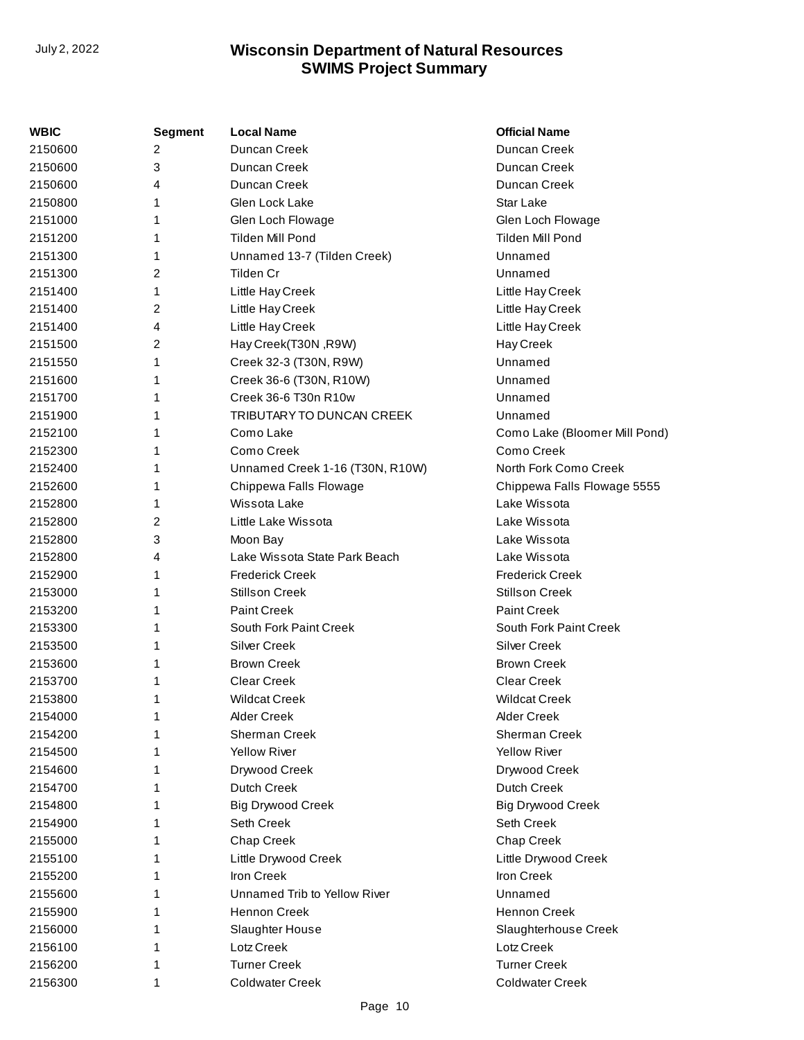| WBIC | Segment | Local Name | Official Name |
|---|---|---|---|
| 2150600 | 2 | Duncan Creek | Duncan Creek |
| 2150600 | 3 | Duncan Creek | Duncan Creek |
| 2150600 | 4 | Duncan Creek | Duncan Creek |
| 2150800 | 1 | Glen Lock Lake | Star Lake |
| 2151000 | 1 | Glen Loch Flowage | Glen Loch Flowage |
| 2151200 | 1 | Tilden Mill Pond | Tilden Mill Pond |
| 2151300 | 1 | Unnamed 13-7 (Tilden Creek) | Unnamed |
| 2151300 | 2 | Tilden Cr | Unnamed |
| 2151400 | 1 | Little Hay Creek | Little Hay Creek |
| 2151400 | 2 | Little Hay Creek | Little Hay Creek |
| 2151400 | 4 | Little Hay Creek | Little Hay Creek |
| 2151500 | 2 | Hay Creek(T30N ,R9W) | Hay Creek |
| 2151550 | 1 | Creek 32-3 (T30N, R9W) | Unnamed |
| 2151600 | 1 | Creek 36-6 (T30N, R10W) | Unnamed |
| 2151700 | 1 | Creek 36-6 T30n R10w | Unnamed |
| 2151900 | 1 | TRIBUTARY TO DUNCAN CREEK | Unnamed |
| 2152100 | 1 | Como Lake | Como Lake (Bloomer Mill Pond) |
| 2152300 | 1 | Como Creek | Como Creek |
| 2152400 | 1 | Unnamed Creek 1-16 (T30N, R10W) | North Fork Como Creek |
| 2152600 | 1 | Chippewa Falls Flowage | Chippewa Falls Flowage 5555 |
| 2152800 | 1 | Wissota Lake | Lake Wissota |
| 2152800 | 2 | Little Lake Wissota | Lake Wissota |
| 2152800 | 3 | Moon Bay | Lake Wissota |
| 2152800 | 4 | Lake Wissota State Park Beach | Lake Wissota |
| 2152900 | 1 | Frederick Creek | Frederick Creek |
| 2153000 | 1 | Stillson Creek | Stillson Creek |
| 2153200 | 1 | Paint Creek | Paint Creek |
| 2153300 | 1 | South Fork Paint Creek | South Fork Paint Creek |
| 2153500 | 1 | Silver Creek | Silver Creek |
| 2153600 | 1 | Brown Creek | Brown Creek |
| 2153700 | 1 | Clear Creek | Clear Creek |
| 2153800 | 1 | Wildcat Creek | Wildcat Creek |
| 2154000 | 1 | Alder Creek | Alder Creek |
| 2154200 | 1 | Sherman Creek | Sherman Creek |
| 2154500 | 1 | Yellow River | Yellow River |
| 2154600 | 1 | Drywood Creek | Drywood Creek |
| 2154700 | 1 | Dutch Creek | Dutch Creek |
| 2154800 | 1 | Big Drywood Creek | Big Drywood Creek |
| 2154900 | 1 | Seth Creek | Seth Creek |
| 2155000 | 1 | Chap Creek | Chap Creek |
| 2155100 | 1 | Little Drywood Creek | Little Drywood Creek |
| 2155200 | 1 | Iron Creek | Iron Creek |
| 2155600 | 1 | Unnamed Trib to Yellow River | Unnamed |
| 2155900 | 1 | Hennon Creek | Hennon Creek |
| 2156000 | 1 | Slaughter House | Slaughterhouse Creek |
| 2156100 | 1 | Lotz Creek | Lotz Creek |
| 2156200 | 1 | Turner Creek | Turner Creek |
| 2156300 | 1 | Coldwater Creek | Coldwater Creek |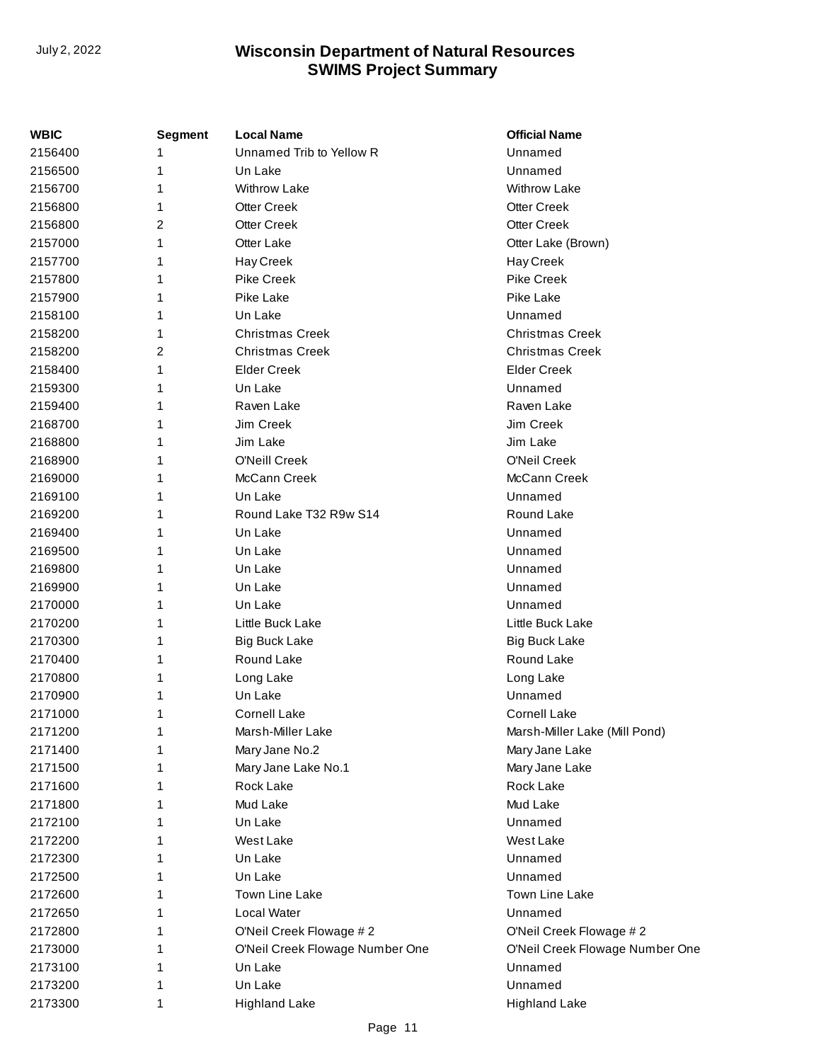| WBIC | Segment | Local Name | Official Name |
|---|---|---|---|
| 2156400 | 1 | Unnamed Trib to Yellow R | Unnamed |
| 2156500 | 1 | Un Lake | Unnamed |
| 2156700 | 1 | Withrow Lake | Withrow Lake |
| 2156800 | 1 | Otter Creek | Otter Creek |
| 2156800 | 2 | Otter Creek | Otter Creek |
| 2157000 | 1 | Otter Lake | Otter Lake (Brown) |
| 2157700 | 1 | Hay Creek | Hay Creek |
| 2157800 | 1 | Pike Creek | Pike Creek |
| 2157900 | 1 | Pike Lake | Pike Lake |
| 2158100 | 1 | Un Lake | Unnamed |
| 2158200 | 1 | Christmas Creek | Christmas Creek |
| 2158200 | 2 | Christmas Creek | Christmas Creek |
| 2158400 | 1 | Elder Creek | Elder Creek |
| 2159300 | 1 | Un Lake | Unnamed |
| 2159400 | 1 | Raven Lake | Raven Lake |
| 2168700 | 1 | Jim Creek | Jim Creek |
| 2168800 | 1 | Jim Lake | Jim Lake |
| 2168900 | 1 | O'Neill Creek | O'Neil Creek |
| 2169000 | 1 | McCann Creek | McCann Creek |
| 2169100 | 1 | Un Lake | Unnamed |
| 2169200 | 1 | Round Lake T32 R9w S14 | Round Lake |
| 2169400 | 1 | Un Lake | Unnamed |
| 2169500 | 1 | Un Lake | Unnamed |
| 2169800 | 1 | Un Lake | Unnamed |
| 2169900 | 1 | Un Lake | Unnamed |
| 2170000 | 1 | Un Lake | Unnamed |
| 2170200 | 1 | Little Buck Lake | Little Buck Lake |
| 2170300 | 1 | Big Buck Lake | Big Buck Lake |
| 2170400 | 1 | Round Lake | Round Lake |
| 2170800 | 1 | Long Lake | Long Lake |
| 2170900 | 1 | Un Lake | Unnamed |
| 2171000 | 1 | Cornell Lake | Cornell Lake |
| 2171200 | 1 | Marsh-Miller Lake | Marsh-Miller Lake (Mill Pond) |
| 2171400 | 1 | Mary Jane No.2 | Mary Jane Lake |
| 2171500 | 1 | Mary Jane Lake No.1 | Mary Jane Lake |
| 2171600 | 1 | Rock Lake | Rock Lake |
| 2171800 | 1 | Mud Lake | Mud Lake |
| 2172100 | 1 | Un Lake | Unnamed |
| 2172200 | 1 | West Lake | West Lake |
| 2172300 | 1 | Un Lake | Unnamed |
| 2172500 | 1 | Un Lake | Unnamed |
| 2172600 | 1 | Town Line Lake | Town Line Lake |
| 2172650 | 1 | Local Water | Unnamed |
| 2172800 | 1 | O'Neil Creek Flowage # 2 | O'Neil Creek Flowage # 2 |
| 2173000 | 1 | O'Neil Creek Flowage Number One | O'Neil Creek Flowage Number One |
| 2173100 | 1 | Un Lake | Unnamed |
| 2173200 | 1 | Un Lake | Unnamed |
| 2173300 | 1 | Highland Lake | Highland Lake |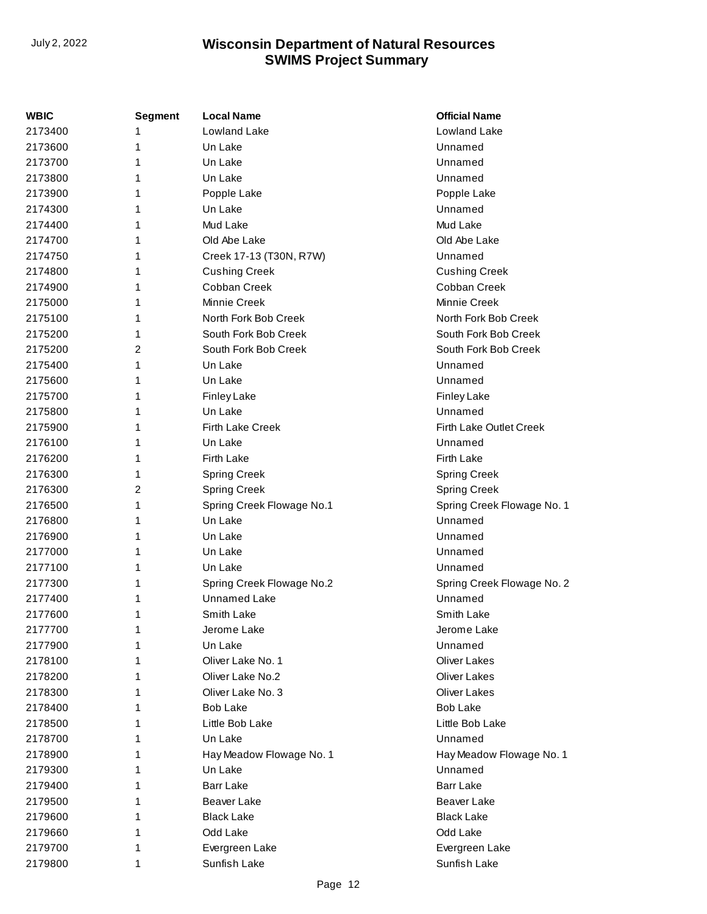| WBIC | Segment | Local Name | Official Name |
|---|---|---|---|
| 2173400 | 1 | Lowland Lake | Lowland Lake |
| 2173600 | 1 | Un Lake | Unnamed |
| 2173700 | 1 | Un Lake | Unnamed |
| 2173800 | 1 | Un Lake | Unnamed |
| 2173900 | 1 | Popple Lake | Popple Lake |
| 2174300 | 1 | Un Lake | Unnamed |
| 2174400 | 1 | Mud Lake | Mud Lake |
| 2174700 | 1 | Old Abe Lake | Old Abe Lake |
| 2174750 | 1 | Creek 17-13 (T30N, R7W) | Unnamed |
| 2174800 | 1 | Cushing Creek | Cushing Creek |
| 2174900 | 1 | Cobban Creek | Cobban Creek |
| 2175000 | 1 | Minnie Creek | Minnie Creek |
| 2175100 | 1 | North Fork Bob Creek | North Fork Bob Creek |
| 2175200 | 1 | South Fork Bob Creek | South Fork Bob Creek |
| 2175200 | 2 | South Fork Bob Creek | South Fork Bob Creek |
| 2175400 | 1 | Un Lake | Unnamed |
| 2175600 | 1 | Un Lake | Unnamed |
| 2175700 | 1 | Finley Lake | Finley Lake |
| 2175800 | 1 | Un Lake | Unnamed |
| 2175900 | 1 | Firth Lake Creek | Firth Lake Outlet Creek |
| 2176100 | 1 | Un Lake | Unnamed |
| 2176200 | 1 | Firth Lake | Firth Lake |
| 2176300 | 1 | Spring Creek | Spring Creek |
| 2176300 | 2 | Spring Creek | Spring Creek |
| 2176500 | 1 | Spring Creek Flowage No.1 | Spring Creek Flowage No. 1 |
| 2176800 | 1 | Un Lake | Unnamed |
| 2176900 | 1 | Un Lake | Unnamed |
| 2177000 | 1 | Un Lake | Unnamed |
| 2177100 | 1 | Un Lake | Unnamed |
| 2177300 | 1 | Spring Creek Flowage No.2 | Spring Creek Flowage No. 2 |
| 2177400 | 1 | Unnamed Lake | Unnamed |
| 2177600 | 1 | Smith Lake | Smith Lake |
| 2177700 | 1 | Jerome Lake | Jerome Lake |
| 2177900 | 1 | Un Lake | Unnamed |
| 2178100 | 1 | Oliver Lake No. 1 | Oliver Lakes |
| 2178200 | 1 | Oliver Lake No.2 | Oliver Lakes |
| 2178300 | 1 | Oliver Lake No. 3 | Oliver Lakes |
| 2178400 | 1 | Bob Lake | Bob Lake |
| 2178500 | 1 | Little Bob Lake | Little Bob Lake |
| 2178700 | 1 | Un Lake | Unnamed |
| 2178900 | 1 | Hay Meadow Flowage No. 1 | Hay Meadow Flowage No. 1 |
| 2179300 | 1 | Un Lake | Unnamed |
| 2179400 | 1 | Barr Lake | Barr Lake |
| 2179500 | 1 | Beaver Lake | Beaver Lake |
| 2179600 | 1 | Black Lake | Black Lake |
| 2179660 | 1 | Odd Lake | Odd Lake |
| 2179700 | 1 | Evergreen Lake | Evergreen Lake |
| 2179800 | 1 | Sunfish Lake | Sunfish Lake |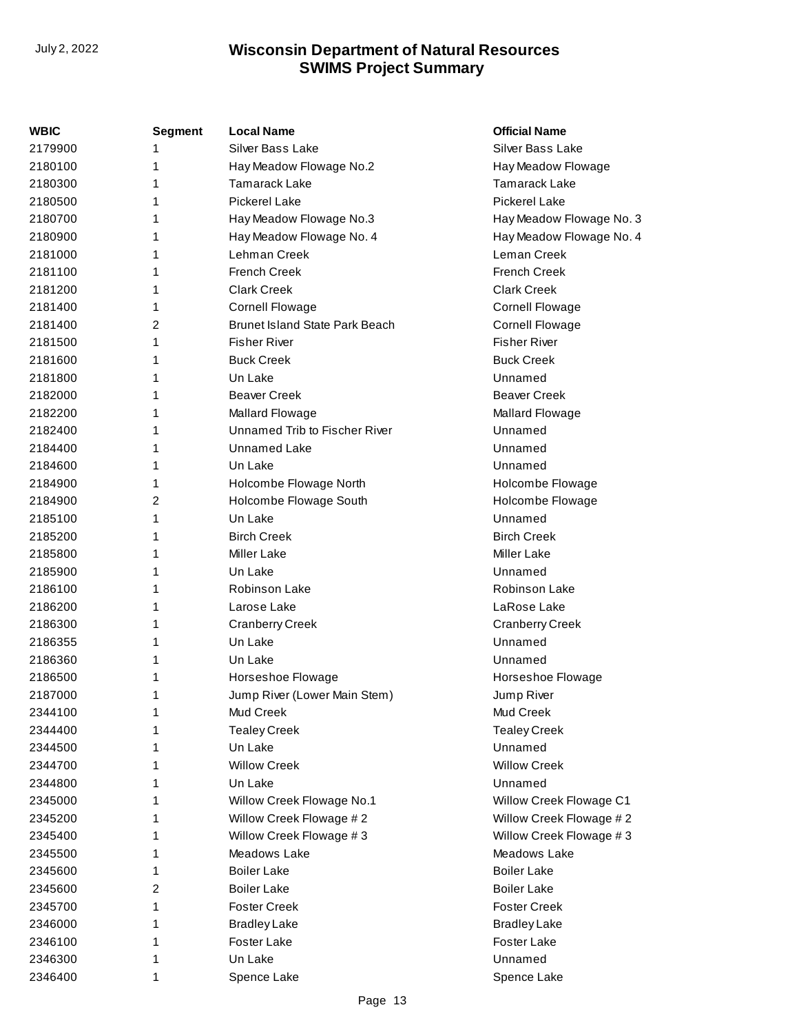| WBIC | Segment | Local Name | Official Name |
|---|---|---|---|
| 2179900 | 1 | Silver Bass Lake | Silver Bass Lake |
| 2180100 | 1 | Hay Meadow Flowage No.2 | Hay Meadow Flowage |
| 2180300 | 1 | Tamarack Lake | Tamarack Lake |
| 2180500 | 1 | Pickerel Lake | Pickerel Lake |
| 2180700 | 1 | Hay Meadow Flowage No.3 | Hay Meadow Flowage No. 3 |
| 2180900 | 1 | Hay Meadow Flowage No. 4 | Hay Meadow Flowage No. 4 |
| 2181000 | 1 | Lehman Creek | Leman Creek |
| 2181100 | 1 | French Creek | French Creek |
| 2181200 | 1 | Clark Creek | Clark Creek |
| 2181400 | 1 | Cornell Flowage | Cornell Flowage |
| 2181400 | 2 | Brunet Island State Park Beach | Cornell Flowage |
| 2181500 | 1 | Fisher River | Fisher River |
| 2181600 | 1 | Buck Creek | Buck Creek |
| 2181800 | 1 | Un Lake | Unnamed |
| 2182000 | 1 | Beaver Creek | Beaver Creek |
| 2182200 | 1 | Mallard Flowage | Mallard Flowage |
| 2182400 | 1 | Unnamed Trib to Fischer River | Unnamed |
| 2184400 | 1 | Unnamed Lake | Unnamed |
| 2184600 | 1 | Un Lake | Unnamed |
| 2184900 | 1 | Holcombe Flowage North | Holcombe Flowage |
| 2184900 | 2 | Holcombe Flowage South | Holcombe Flowage |
| 2185100 | 1 | Un Lake | Unnamed |
| 2185200 | 1 | Birch Creek | Birch Creek |
| 2185800 | 1 | Miller Lake | Miller Lake |
| 2185900 | 1 | Un Lake | Unnamed |
| 2186100 | 1 | Robinson Lake | Robinson Lake |
| 2186200 | 1 | Larose Lake | LaRose Lake |
| 2186300 | 1 | Cranberry Creek | Cranberry Creek |
| 2186355 | 1 | Un Lake | Unnamed |
| 2186360 | 1 | Un Lake | Unnamed |
| 2186500 | 1 | Horseshoe Flowage | Horseshoe Flowage |
| 2187000 | 1 | Jump River (Lower Main Stem) | Jump River |
| 2344100 | 1 | Mud Creek | Mud Creek |
| 2344400 | 1 | Tealey Creek | Tealey Creek |
| 2344500 | 1 | Un Lake | Unnamed |
| 2344700 | 1 | Willow Creek | Willow Creek |
| 2344800 | 1 | Un Lake | Unnamed |
| 2345000 | 1 | Willow Creek Flowage No.1 | Willow Creek Flowage C1 |
| 2345200 | 1 | Willow Creek Flowage # 2 | Willow Creek Flowage # 2 |
| 2345400 | 1 | Willow Creek Flowage # 3 | Willow Creek Flowage # 3 |
| 2345500 | 1 | Meadows Lake | Meadows Lake |
| 2345600 | 1 | Boiler Lake | Boiler Lake |
| 2345600 | 2 | Boiler Lake | Boiler Lake |
| 2345700 | 1 | Foster Creek | Foster Creek |
| 2346000 | 1 | Bradley Lake | Bradley Lake |
| 2346100 | 1 | Foster Lake | Foster Lake |
| 2346300 | 1 | Un Lake | Unnamed |
| 2346400 | 1 | Spence Lake | Spence Lake |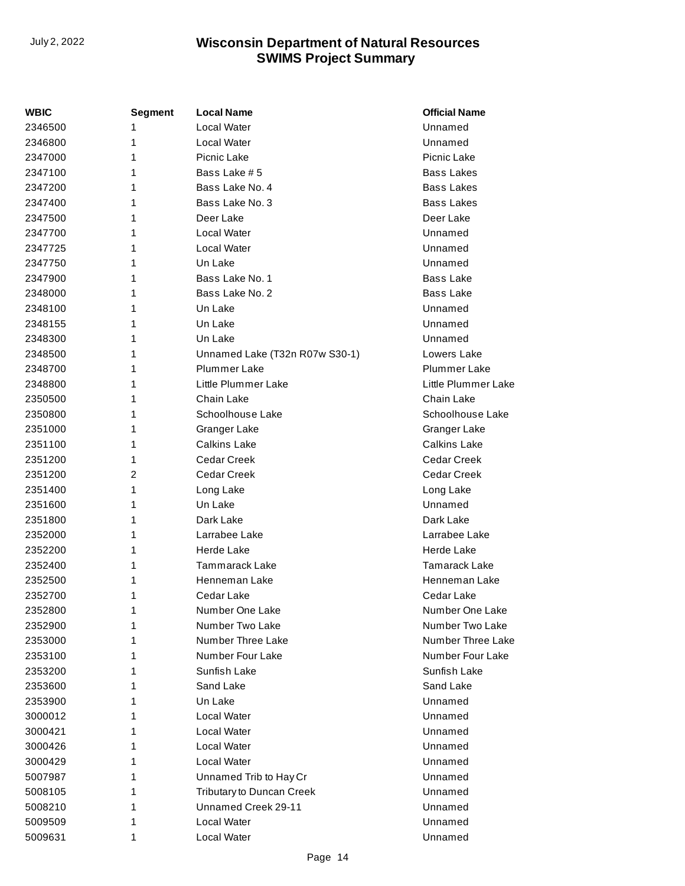| WBIC | Segment | Local Name | Official Name |
| --- | --- | --- | --- |
| 2346500 | 1 | Local Water | Unnamed |
| 2346800 | 1 | Local Water | Unnamed |
| 2347000 | 1 | Picnic Lake | Picnic Lake |
| 2347100 | 1 | Bass Lake # 5 | Bass Lakes |
| 2347200 | 1 | Bass Lake No. 4 | Bass Lakes |
| 2347400 | 1 | Bass Lake No. 3 | Bass Lakes |
| 2347500 | 1 | Deer Lake | Deer Lake |
| 2347700 | 1 | Local Water | Unnamed |
| 2347725 | 1 | Local Water | Unnamed |
| 2347750 | 1 | Un Lake | Unnamed |
| 2347900 | 1 | Bass Lake No. 1 | Bass Lake |
| 2348000 | 1 | Bass Lake No. 2 | Bass Lake |
| 2348100 | 1 | Un Lake | Unnamed |
| 2348155 | 1 | Un Lake | Unnamed |
| 2348300 | 1 | Un Lake | Unnamed |
| 2348500 | 1 | Unnamed Lake (T32n R07w S30-1) | Lowers Lake |
| 2348700 | 1 | Plummer Lake | Plummer Lake |
| 2348800 | 1 | Little Plummer Lake | Little Plummer Lake |
| 2350500 | 1 | Chain Lake | Chain Lake |
| 2350800 | 1 | Schoolhouse Lake | Schoolhouse Lake |
| 2351000 | 1 | Granger Lake | Granger Lake |
| 2351100 | 1 | Calkins Lake | Calkins Lake |
| 2351200 | 1 | Cedar Creek | Cedar Creek |
| 2351200 | 2 | Cedar Creek | Cedar Creek |
| 2351400 | 1 | Long Lake | Long Lake |
| 2351600 | 1 | Un Lake | Unnamed |
| 2351800 | 1 | Dark Lake | Dark Lake |
| 2352000 | 1 | Larrabee Lake | Larrabee Lake |
| 2352200 | 1 | Herde Lake | Herde Lake |
| 2352400 | 1 | Tammarack Lake | Tamarack Lake |
| 2352500 | 1 | Henneman Lake | Henneman Lake |
| 2352700 | 1 | Cedar Lake | Cedar Lake |
| 2352800 | 1 | Number One Lake | Number One Lake |
| 2352900 | 1 | Number Two Lake | Number Two Lake |
| 2353000 | 1 | Number Three Lake | Number Three Lake |
| 2353100 | 1 | Number Four Lake | Number Four Lake |
| 2353200 | 1 | Sunfish Lake | Sunfish Lake |
| 2353600 | 1 | Sand Lake | Sand Lake |
| 2353900 | 1 | Un Lake | Unnamed |
| 3000012 | 1 | Local Water | Unnamed |
| 3000421 | 1 | Local Water | Unnamed |
| 3000426 | 1 | Local Water | Unnamed |
| 3000429 | 1 | Local Water | Unnamed |
| 5007987 | 1 | Unnamed Trib to Hay Cr | Unnamed |
| 5008105 | 1 | Tributary to Duncan Creek | Unnamed |
| 5008210 | 1 | Unnamed Creek 29-11 | Unnamed |
| 5009509 | 1 | Local Water | Unnamed |
| 5009631 | 1 | Local Water | Unnamed |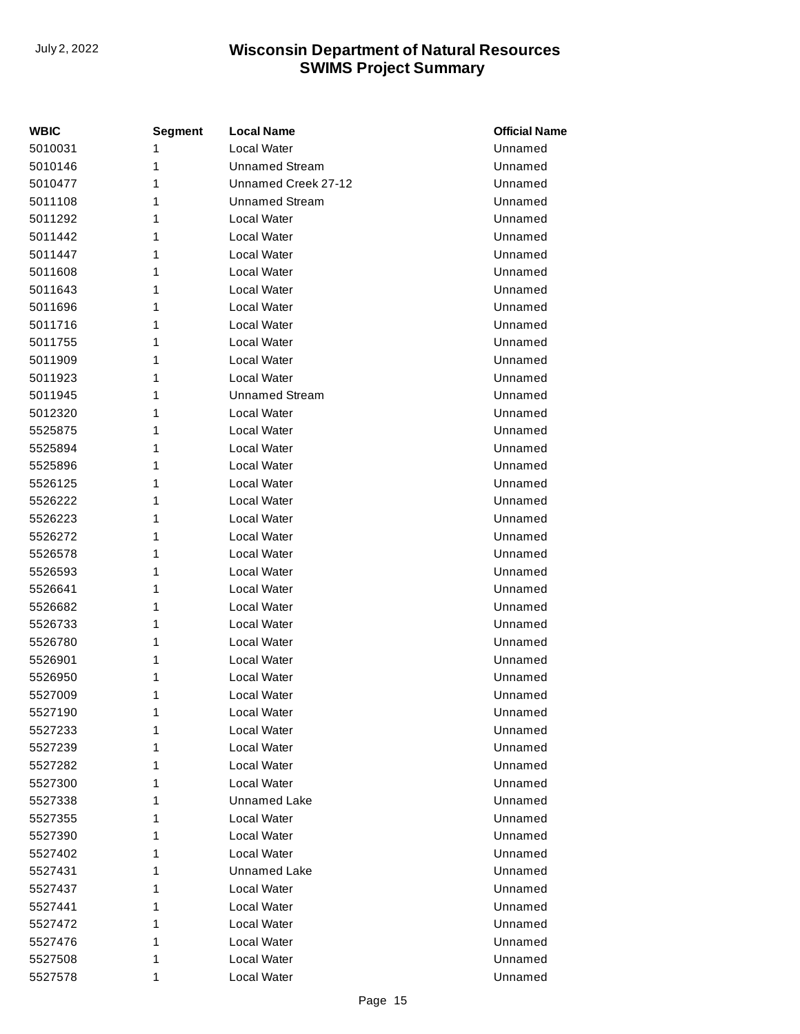| WBIC | Segment | Local Name | Official Name |
|---|---|---|---|
| 5010031 | 1 | Local Water | Unnamed |
| 5010146 | 1 | Unnamed Stream | Unnamed |
| 5010477 | 1 | Unnamed Creek 27-12 | Unnamed |
| 5011108 | 1 | Unnamed Stream | Unnamed |
| 5011292 | 1 | Local Water | Unnamed |
| 5011442 | 1 | Local Water | Unnamed |
| 5011447 | 1 | Local Water | Unnamed |
| 5011608 | 1 | Local Water | Unnamed |
| 5011643 | 1 | Local Water | Unnamed |
| 5011696 | 1 | Local Water | Unnamed |
| 5011716 | 1 | Local Water | Unnamed |
| 5011755 | 1 | Local Water | Unnamed |
| 5011909 | 1 | Local Water | Unnamed |
| 5011923 | 1 | Local Water | Unnamed |
| 5011945 | 1 | Unnamed Stream | Unnamed |
| 5012320 | 1 | Local Water | Unnamed |
| 5525875 | 1 | Local Water | Unnamed |
| 5525894 | 1 | Local Water | Unnamed |
| 5525896 | 1 | Local Water | Unnamed |
| 5526125 | 1 | Local Water | Unnamed |
| 5526222 | 1 | Local Water | Unnamed |
| 5526223 | 1 | Local Water | Unnamed |
| 5526272 | 1 | Local Water | Unnamed |
| 5526578 | 1 | Local Water | Unnamed |
| 5526593 | 1 | Local Water | Unnamed |
| 5526641 | 1 | Local Water | Unnamed |
| 5526682 | 1 | Local Water | Unnamed |
| 5526733 | 1 | Local Water | Unnamed |
| 5526780 | 1 | Local Water | Unnamed |
| 5526901 | 1 | Local Water | Unnamed |
| 5526950 | 1 | Local Water | Unnamed |
| 5527009 | 1 | Local Water | Unnamed |
| 5527190 | 1 | Local Water | Unnamed |
| 5527233 | 1 | Local Water | Unnamed |
| 5527239 | 1 | Local Water | Unnamed |
| 5527282 | 1 | Local Water | Unnamed |
| 5527300 | 1 | Local Water | Unnamed |
| 5527338 | 1 | Unnamed Lake | Unnamed |
| 5527355 | 1 | Local Water | Unnamed |
| 5527390 | 1 | Local Water | Unnamed |
| 5527402 | 1 | Local Water | Unnamed |
| 5527431 | 1 | Unnamed Lake | Unnamed |
| 5527437 | 1 | Local Water | Unnamed |
| 5527441 | 1 | Local Water | Unnamed |
| 5527472 | 1 | Local Water | Unnamed |
| 5527476 | 1 | Local Water | Unnamed |
| 5527508 | 1 | Local Water | Unnamed |
| 5527578 | 1 | Local Water | Unnamed |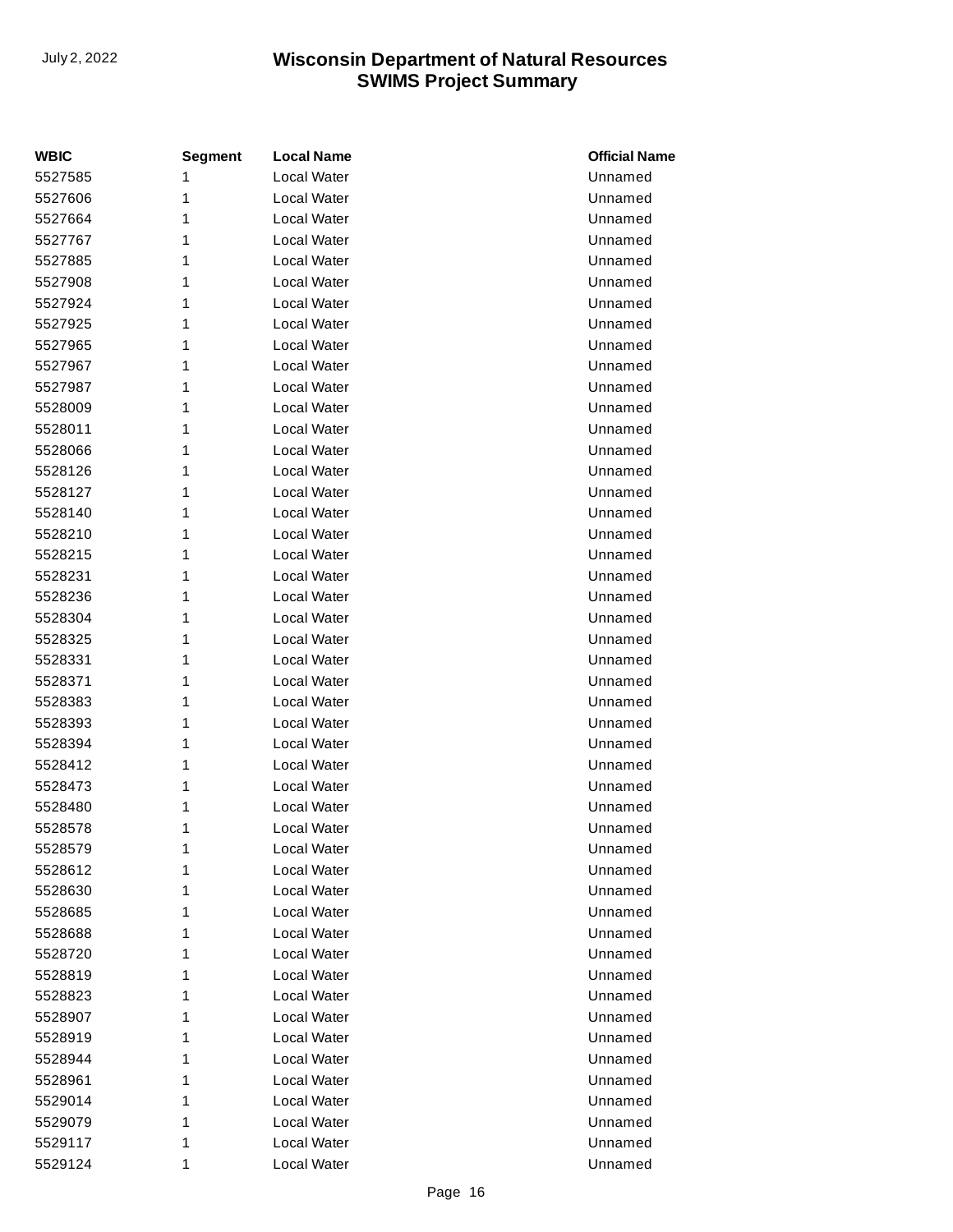| WBIC | Segment | Local Name | Official Name |
| --- | --- | --- | --- |
| 5527585 | 1 | Local Water | Unnamed |
| 5527606 | 1 | Local Water | Unnamed |
| 5527664 | 1 | Local Water | Unnamed |
| 5527767 | 1 | Local Water | Unnamed |
| 5527885 | 1 | Local Water | Unnamed |
| 5527908 | 1 | Local Water | Unnamed |
| 5527924 | 1 | Local Water | Unnamed |
| 5527925 | 1 | Local Water | Unnamed |
| 5527965 | 1 | Local Water | Unnamed |
| 5527967 | 1 | Local Water | Unnamed |
| 5527987 | 1 | Local Water | Unnamed |
| 5528009 | 1 | Local Water | Unnamed |
| 5528011 | 1 | Local Water | Unnamed |
| 5528066 | 1 | Local Water | Unnamed |
| 5528126 | 1 | Local Water | Unnamed |
| 5528127 | 1 | Local Water | Unnamed |
| 5528140 | 1 | Local Water | Unnamed |
| 5528210 | 1 | Local Water | Unnamed |
| 5528215 | 1 | Local Water | Unnamed |
| 5528231 | 1 | Local Water | Unnamed |
| 5528236 | 1 | Local Water | Unnamed |
| 5528304 | 1 | Local Water | Unnamed |
| 5528325 | 1 | Local Water | Unnamed |
| 5528331 | 1 | Local Water | Unnamed |
| 5528371 | 1 | Local Water | Unnamed |
| 5528383 | 1 | Local Water | Unnamed |
| 5528393 | 1 | Local Water | Unnamed |
| 5528394 | 1 | Local Water | Unnamed |
| 5528412 | 1 | Local Water | Unnamed |
| 5528473 | 1 | Local Water | Unnamed |
| 5528480 | 1 | Local Water | Unnamed |
| 5528578 | 1 | Local Water | Unnamed |
| 5528579 | 1 | Local Water | Unnamed |
| 5528612 | 1 | Local Water | Unnamed |
| 5528630 | 1 | Local Water | Unnamed |
| 5528685 | 1 | Local Water | Unnamed |
| 5528688 | 1 | Local Water | Unnamed |
| 5528720 | 1 | Local Water | Unnamed |
| 5528819 | 1 | Local Water | Unnamed |
| 5528823 | 1 | Local Water | Unnamed |
| 5528907 | 1 | Local Water | Unnamed |
| 5528919 | 1 | Local Water | Unnamed |
| 5528944 | 1 | Local Water | Unnamed |
| 5528961 | 1 | Local Water | Unnamed |
| 5529014 | 1 | Local Water | Unnamed |
| 5529079 | 1 | Local Water | Unnamed |
| 5529117 | 1 | Local Water | Unnamed |
| 5529124 | 1 | Local Water | Unnamed |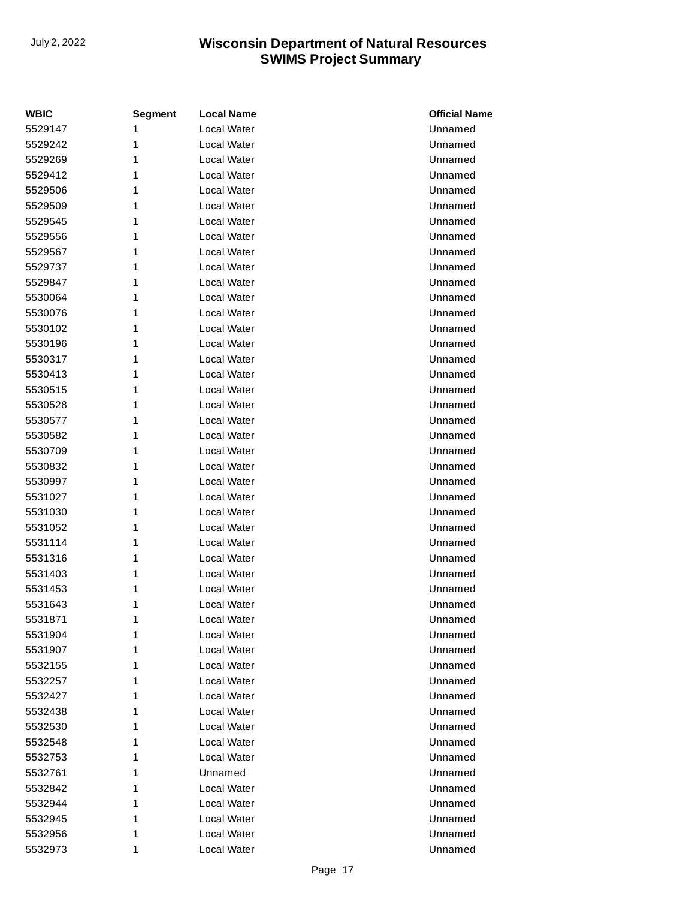| WBIC | Segment | Local Name | Official Name |
|---|---|---|---|
| 5529147 | 1 | Local Water | Unnamed |
| 5529242 | 1 | Local Water | Unnamed |
| 5529269 | 1 | Local Water | Unnamed |
| 5529412 | 1 | Local Water | Unnamed |
| 5529506 | 1 | Local Water | Unnamed |
| 5529509 | 1 | Local Water | Unnamed |
| 5529545 | 1 | Local Water | Unnamed |
| 5529556 | 1 | Local Water | Unnamed |
| 5529567 | 1 | Local Water | Unnamed |
| 5529737 | 1 | Local Water | Unnamed |
| 5529847 | 1 | Local Water | Unnamed |
| 5530064 | 1 | Local Water | Unnamed |
| 5530076 | 1 | Local Water | Unnamed |
| 5530102 | 1 | Local Water | Unnamed |
| 5530196 | 1 | Local Water | Unnamed |
| 5530317 | 1 | Local Water | Unnamed |
| 5530413 | 1 | Local Water | Unnamed |
| 5530515 | 1 | Local Water | Unnamed |
| 5530528 | 1 | Local Water | Unnamed |
| 5530577 | 1 | Local Water | Unnamed |
| 5530582 | 1 | Local Water | Unnamed |
| 5530709 | 1 | Local Water | Unnamed |
| 5530832 | 1 | Local Water | Unnamed |
| 5530997 | 1 | Local Water | Unnamed |
| 5531027 | 1 | Local Water | Unnamed |
| 5531030 | 1 | Local Water | Unnamed |
| 5531052 | 1 | Local Water | Unnamed |
| 5531114 | 1 | Local Water | Unnamed |
| 5531316 | 1 | Local Water | Unnamed |
| 5531403 | 1 | Local Water | Unnamed |
| 5531453 | 1 | Local Water | Unnamed |
| 5531643 | 1 | Local Water | Unnamed |
| 5531871 | 1 | Local Water | Unnamed |
| 5531904 | 1 | Local Water | Unnamed |
| 5531907 | 1 | Local Water | Unnamed |
| 5532155 | 1 | Local Water | Unnamed |
| 5532257 | 1 | Local Water | Unnamed |
| 5532427 | 1 | Local Water | Unnamed |
| 5532438 | 1 | Local Water | Unnamed |
| 5532530 | 1 | Local Water | Unnamed |
| 5532548 | 1 | Local Water | Unnamed |
| 5532753 | 1 | Local Water | Unnamed |
| 5532761 | 1 | Unnamed | Unnamed |
| 5532842 | 1 | Local Water | Unnamed |
| 5532944 | 1 | Local Water | Unnamed |
| 5532945 | 1 | Local Water | Unnamed |
| 5532956 | 1 | Local Water | Unnamed |
| 5532973 | 1 | Local Water | Unnamed |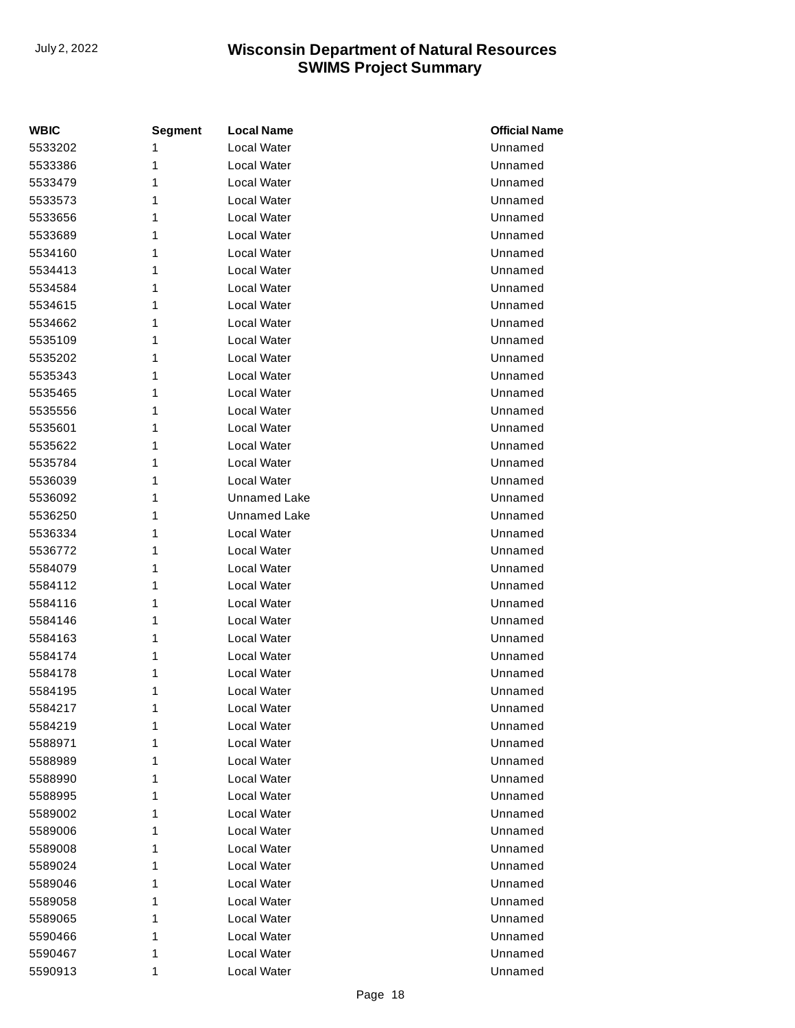| WBIC | Segment | Local Name | Official Name |
|---|---|---|---|
| 5533202 | 1 | Local Water | Unnamed |
| 5533386 | 1 | Local Water | Unnamed |
| 5533479 | 1 | Local Water | Unnamed |
| 5533573 | 1 | Local Water | Unnamed |
| 5533656 | 1 | Local Water | Unnamed |
| 5533689 | 1 | Local Water | Unnamed |
| 5534160 | 1 | Local Water | Unnamed |
| 5534413 | 1 | Local Water | Unnamed |
| 5534584 | 1 | Local Water | Unnamed |
| 5534615 | 1 | Local Water | Unnamed |
| 5534662 | 1 | Local Water | Unnamed |
| 5535109 | 1 | Local Water | Unnamed |
| 5535202 | 1 | Local Water | Unnamed |
| 5535343 | 1 | Local Water | Unnamed |
| 5535465 | 1 | Local Water | Unnamed |
| 5535556 | 1 | Local Water | Unnamed |
| 5535601 | 1 | Local Water | Unnamed |
| 5535622 | 1 | Local Water | Unnamed |
| 5535784 | 1 | Local Water | Unnamed |
| 5536039 | 1 | Local Water | Unnamed |
| 5536092 | 1 | Unnamed Lake | Unnamed |
| 5536250 | 1 | Unnamed Lake | Unnamed |
| 5536334 | 1 | Local Water | Unnamed |
| 5536772 | 1 | Local Water | Unnamed |
| 5584079 | 1 | Local Water | Unnamed |
| 5584112 | 1 | Local Water | Unnamed |
| 5584116 | 1 | Local Water | Unnamed |
| 5584146 | 1 | Local Water | Unnamed |
| 5584163 | 1 | Local Water | Unnamed |
| 5584174 | 1 | Local Water | Unnamed |
| 5584178 | 1 | Local Water | Unnamed |
| 5584195 | 1 | Local Water | Unnamed |
| 5584217 | 1 | Local Water | Unnamed |
| 5584219 | 1 | Local Water | Unnamed |
| 5588971 | 1 | Local Water | Unnamed |
| 5588989 | 1 | Local Water | Unnamed |
| 5588990 | 1 | Local Water | Unnamed |
| 5588995 | 1 | Local Water | Unnamed |
| 5589002 | 1 | Local Water | Unnamed |
| 5589006 | 1 | Local Water | Unnamed |
| 5589008 | 1 | Local Water | Unnamed |
| 5589024 | 1 | Local Water | Unnamed |
| 5589046 | 1 | Local Water | Unnamed |
| 5589058 | 1 | Local Water | Unnamed |
| 5589065 | 1 | Local Water | Unnamed |
| 5590466 | 1 | Local Water | Unnamed |
| 5590467 | 1 | Local Water | Unnamed |
| 5590913 | 1 | Local Water | Unnamed |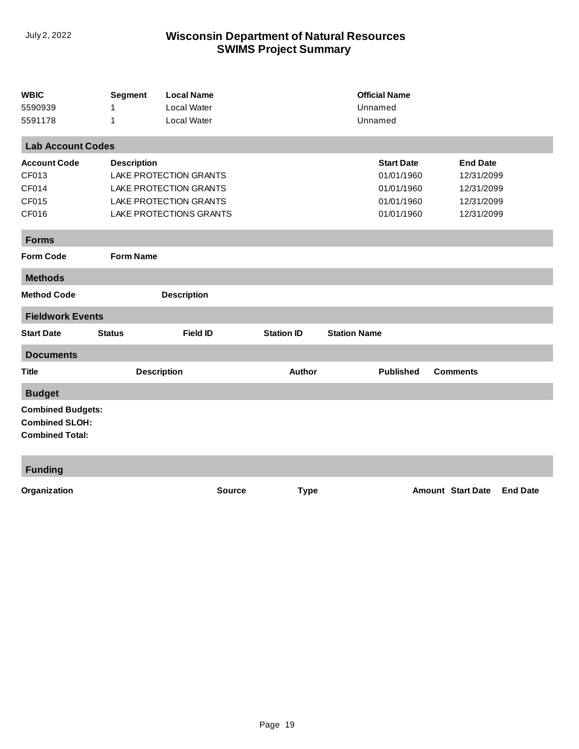# Wisconsin Department of Natural Resources
## SWIMS Project Summary

| WBIC | Segment | Local Name | Official Name |
|---|---|---|---|
| 5590939 | 1 | Local Water | Unnamed |
| 5591178 | 1 | Local Water | Unnamed |

### Lab Account Codes

| Account Code | Description | Start Date | End Date |
|---|---|---|---|
| CF013 | LAKE PROTECTION GRANTS | 01/01/1960 | 12/31/2099 |
| CF014 | LAKE PROTECTION GRANTS | 01/01/1960 | 12/31/2099 |
| CF015 | LAKE PROTECTION GRANTS | 01/01/1960 | 12/31/2099 |
| CF016 | LAKE PROTECTIONS GRANTS | 01/01/1960 | 12/31/2099 |

### Forms

| Form Code | Form Name |
|---|---|

### Methods

| Method Code | Description |
|---|---|

### Fieldwork Events

| Start Date | Status | Field ID | Station ID | Station Name |
|---|---|---|---|---|

### Documents

| Title | Description | Author | Published | Comments |
|---|---|---|---|---|

### Budget

**Combined Budgets:**
**Combined SLOH:**
**Combined Total:**

### Funding

| Organization | Source | Type | Amount | Start Date | End Date |
|---|---|---|---|---|---|